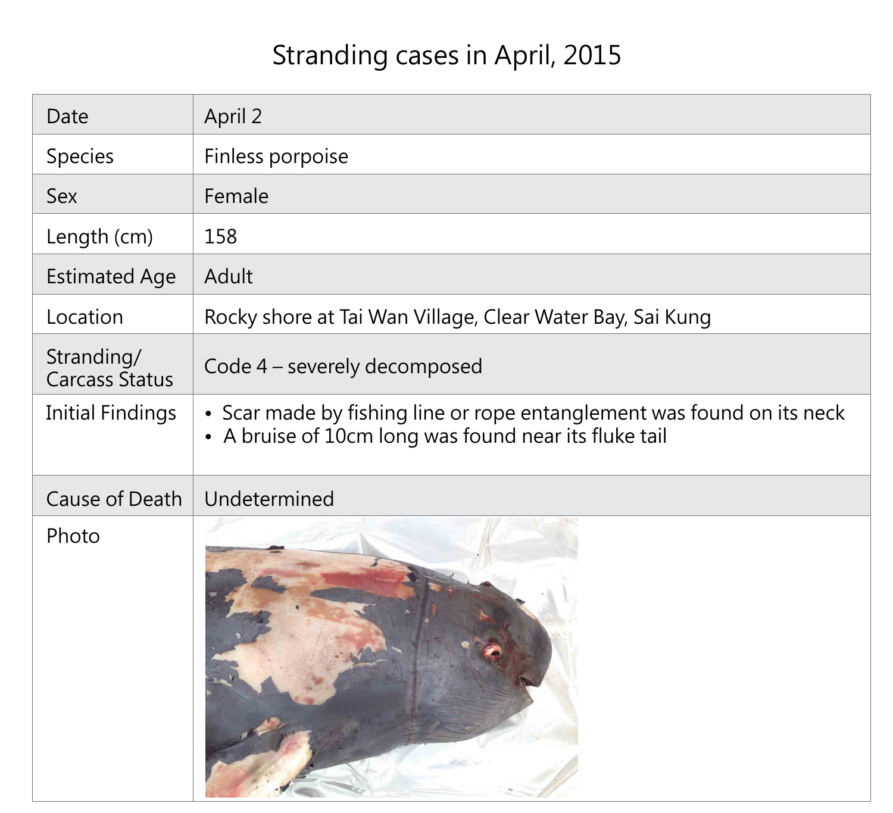# Stranding cases in April, 2015

| Date | April 2 |
| --- | --- |
| Species | Finless porpoise |
| Sex | Female |
| Length (cm) | 158 |
| Estimated Age | Adult |
| Location | Rocky shore at Tai Wan Village, Clear Water Bay, Sai Kung |
| Stranding/ Carcass Status | Code 4 – severely decomposed |
| Initial Findings | • Scar made by fishing line or rope entanglement was found on its neck<br>• A bruise of 10cm long was found near its fluke tail |
| Cause of Death | Undetermined |
| Photo | |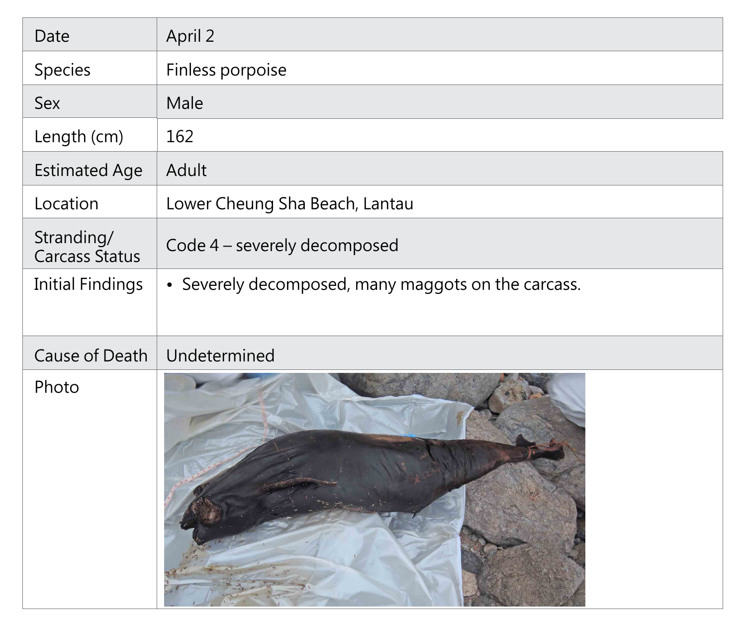| | |
|---|---|
| Date | April 2 |
| Species | Finless porpoise |
| Sex | Male |
| Length (cm) | 162 |
| Estimated Age | Adult |
| Location | Lower Cheung Sha Beach, Lantau |
| Stranding/ Carcass Status | Code 4 – severely decomposed |
| Initial Findings | • Severely decomposed, many maggots on the carcass. |
| Cause of Death | Undetermined |
| Photo | |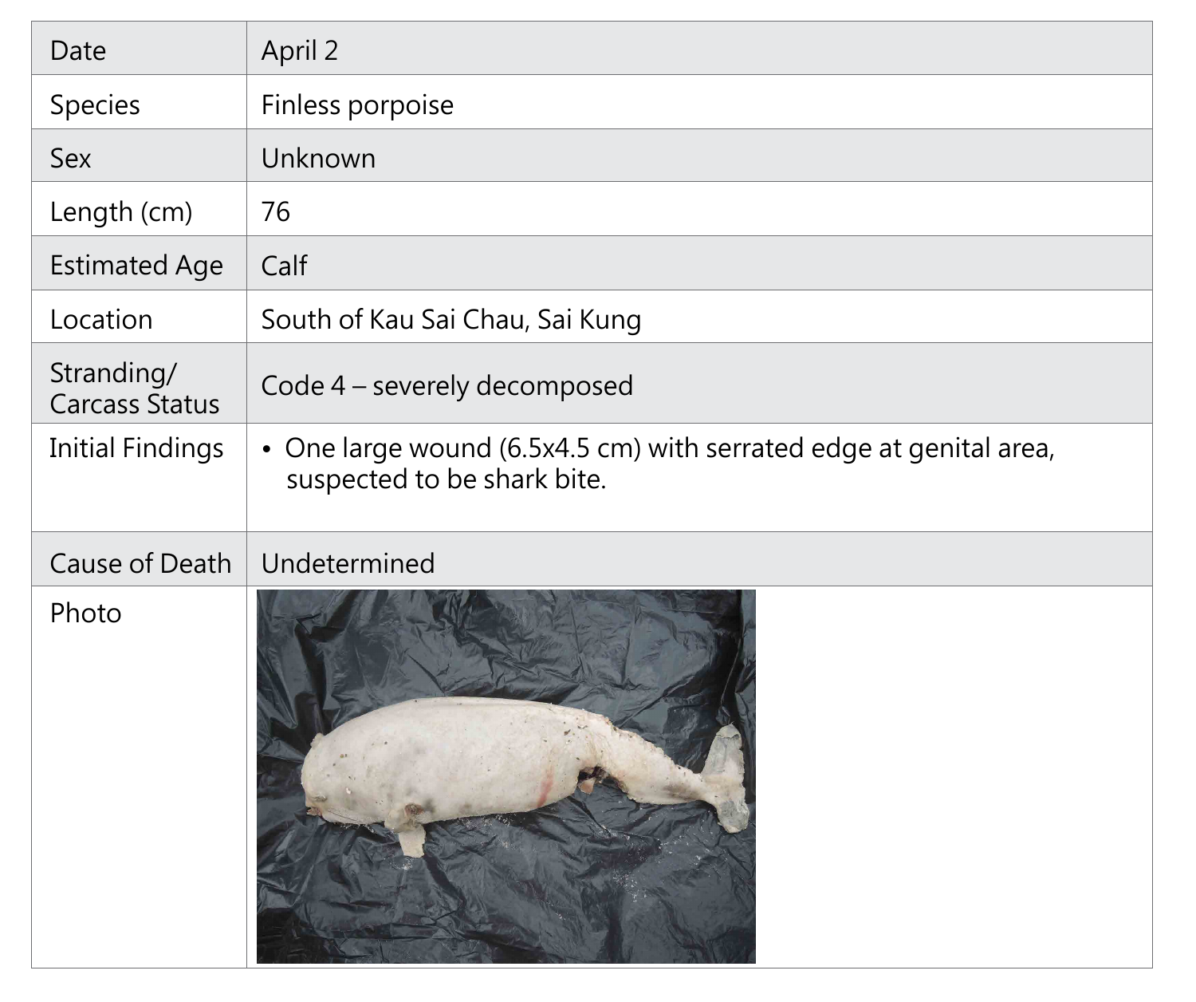| Date | April 2 |
|---|---|
| Species | Finless porpoise |
| Sex | Unknown |
| Length (cm) | 76 |
| Estimated Age | Calf |
| Location | South of Kau Sai Chau, Sai Kung |
| Stranding/ Carcass Status | Code 4 – severely decomposed |
| Initial Findings | • One large wound (6.5x4.5 cm) with serrated edge at genital area, suspected to be shark bite. |
| Cause of Death | Undetermined |
| Photo | |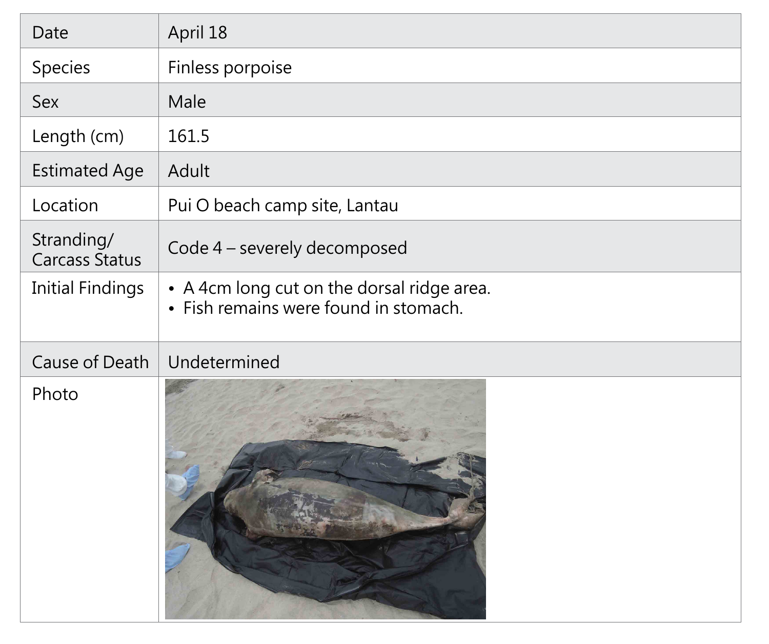| Date | April 18 |
| --- | --- |
| Species | Finless porpoise |
| Sex | Male |
| Length (cm) | 161.5 |
| Estimated Age | Adult |
| Location | Pui O beach camp site, Lantau |
| Stranding/ Carcass Status | Code 4 – severely decomposed |
| Initial Findings | • A 4cm long cut on the dorsal ridge area.<br>• Fish remains were found in stomach. |
| Cause of Death | Undetermined |
| Photo | |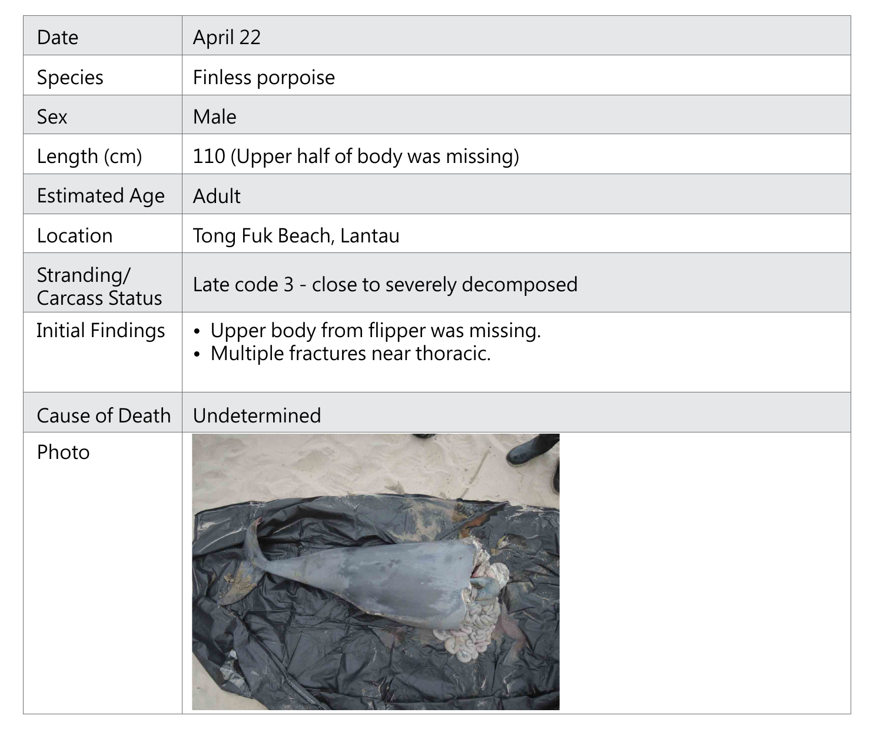| | |
|---|---|
| Date | April 22 |
| Species | Finless porpoise |
| Sex | Male |
| Length (cm) | 110 (Upper half of body was missing) |
| Estimated Age | Adult |
| Location | Tong Fuk Beach, Lantau |
| Stranding/ Carcass Status | Late code 3 - close to severely decomposed |
| Initial Findings | • Upper body from flipper was missing.<br>• Multiple fractures near thoracic. |
| Cause of Death | Undetermined |
| Photo | |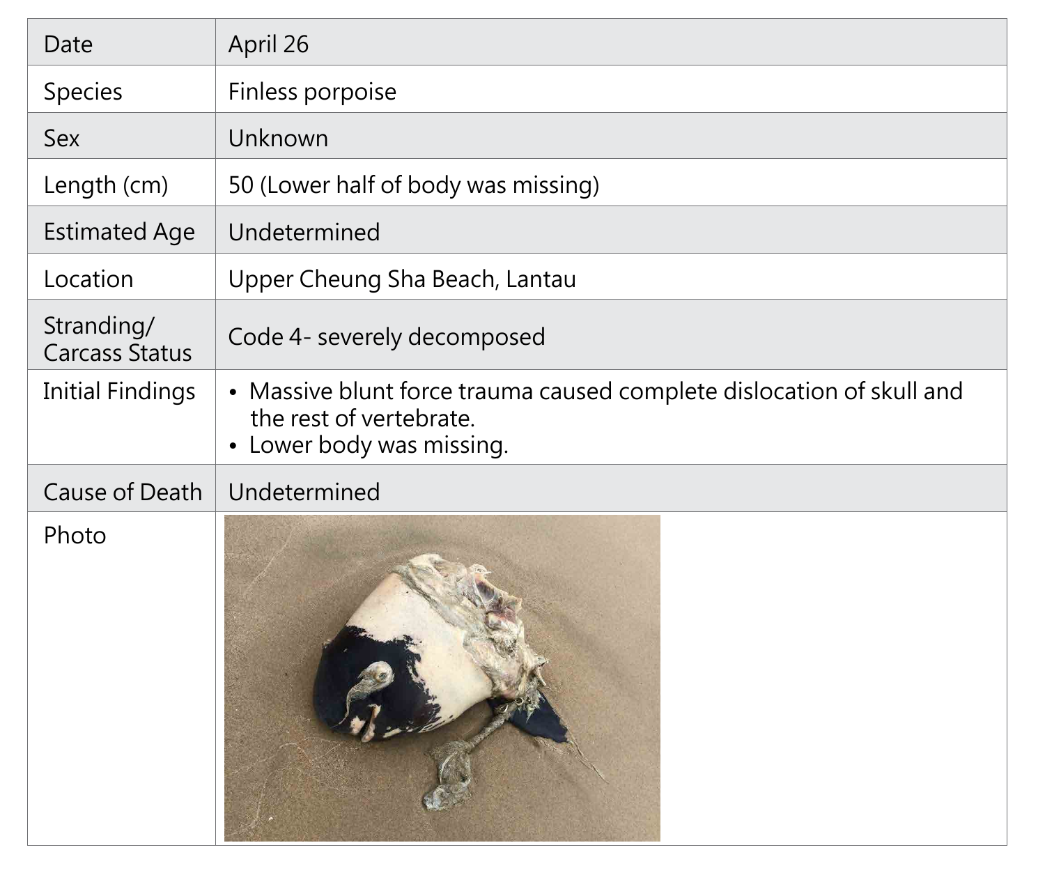| | |
|---|---|
| Date | April 26 |
| Species | Finless porpoise |
| Sex | Unknown |
| Length (cm) | 50 (Lower half of body was missing) |
| Estimated Age | Undetermined |
| Location | Upper Cheung Sha Beach, Lantau |
| Stranding/ Carcass Status | Code 4- severely decomposed |
| Initial Findings | • Massive blunt force trauma caused complete dislocation of skull and the rest of vertebrate.<br>• Lower body was missing. |
| Cause of Death | Undetermined |
| Photo | |